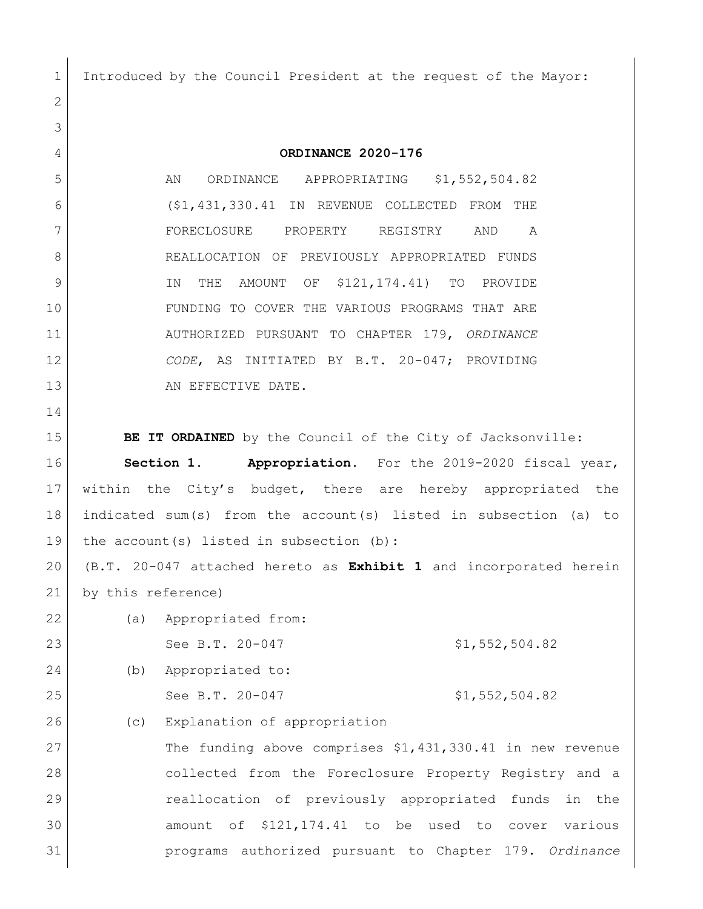Introduced by the Council President at the request of the Mayor:

**ORDINANCE 2020-176**

AN ORDINANCE APPROPRIATING $1,552,504.82 ($1,431,330.41 IN REVENUE COLLECTED FROM THE FORECLOSURE PROPERTY REGISTRY AND A REALLOCATION OF PREVIOUSLY APPROPRIATED FUNDS IN THE AMOUNT OF $121,174.41) TO PROVIDE FUNDING TO COVER THE VARIOUS PROGRAMS THAT ARE AUTHORIZED PURSUANT TO CHAPTER 179, *ORDINANCE CODE*, AS INITIATED BY B.T. 20-047; PROVIDING AN EFFECTIVE DATE.

**BE IT ORDAINED** by the Council of the City of Jacksonville:

**Section 1. Appropriation.** For the 2019-2020 fiscal year, within the City's budget, there are hereby appropriated the indicated sum(s) from the account(s) listed in subsection (a) to the account(s) listed in subsection (b):

(B.T. 20-047 attached hereto as **Exhibit 1** and incorporated herein by this reference)

(a) Appropriated from:

See B.T. 20-047 $1,552,504.82

(b) Appropriated to:

See B.T. 20-047 $1,552,504.82

(c) Explanation of appropriation

The funding above comprises $1,431,330.41 in new revenue collected from the Foreclosure Property Registry and a reallocation of previously appropriated funds in the amount of $121,174.41 to be used to cover various programs authorized pursuant to Chapter 179. *Ordinance*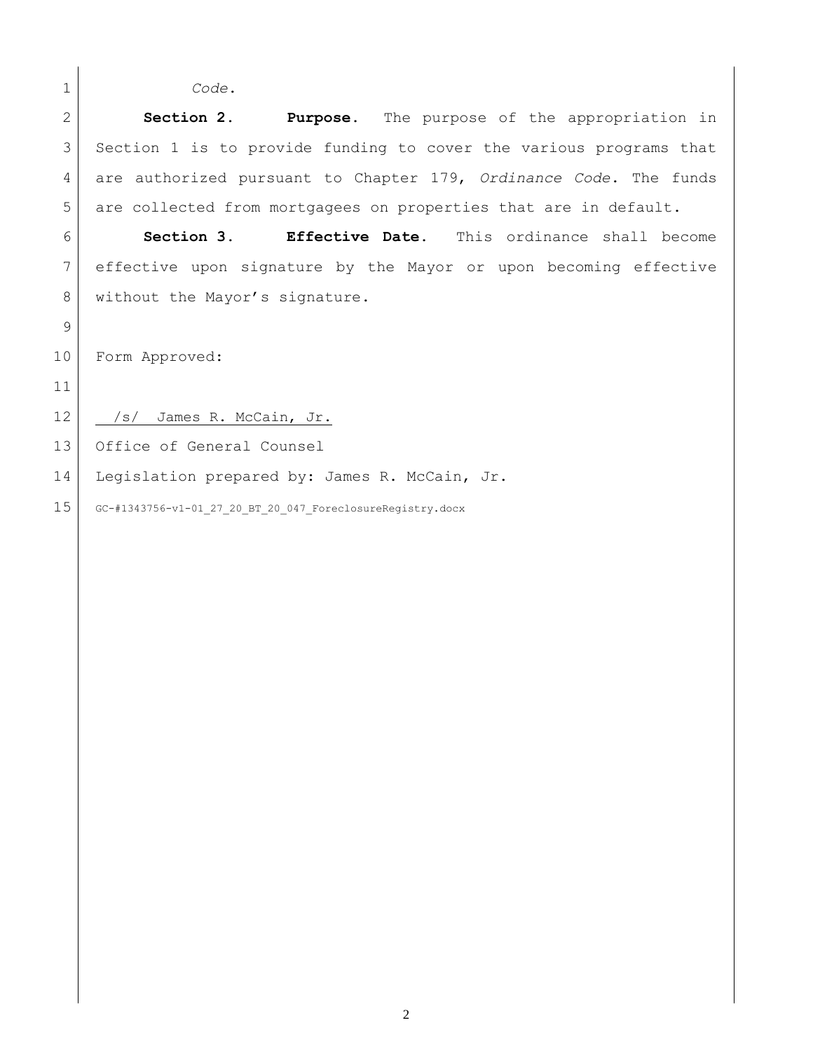*Code*.

**Section 2. Purpose.** The purpose of the appropriation in Section 1 is to provide funding to cover the various programs that are authorized pursuant to Chapter 179, *Ordinance Code*. The funds are collected from mortgagees on properties that are in default.

**Section 3. Effective Date.** This ordinance shall become effective upon signature by the Mayor or upon becoming effective without the Mayor's signature.

Form Approved:

/s/ James R. McCain, Jr.

Office of General Counsel

Legislation prepared by: James R. McCain, Jr.

GC-#1343756-v1-01_27_20_BT_20_047_ForeclosureRegistry.docx